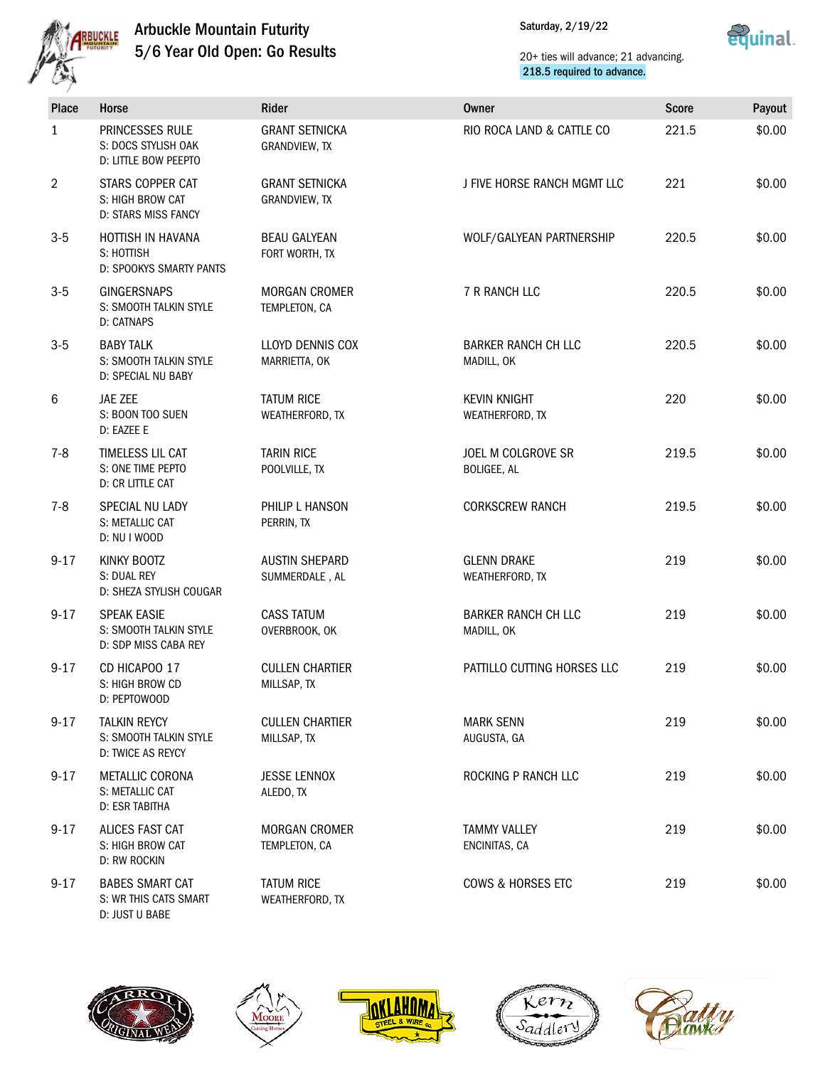# Arbuckle Mountain Futurity

## 5/6 Year Old Open: Go Results

Saturday, 2/19/22

20+ ties will advance; 21 advancing.
218.5 required to advance.

| Place | Horse | Rider | Owner | Score | Payout |
|---|---|---|---|---|---|
| 1 | PRINCESSES RULE<br>S: DOCS STYLISH OAK<br>D: LITTLE BOW PEEPTO | GRANT SETNICKA<br>GRANDVIEW, TX | RIO ROCA LAND & CATTLE CO | 221.5 | $0.00 |
| 2 | STARS COPPER CAT<br>S: HIGH BROW CAT<br>D: STARS MISS FANCY | GRANT SETNICKA<br>GRANDVIEW, TX | J FIVE HORSE RANCH MGMT LLC | 221 | $0.00 |
| 3-5 | HOTTISH IN HAVANA<br>S: HOTTISH<br>D: SPOOKYS SMARTY PANTS | BEAU GALYEAN<br>FORT WORTH, TX | WOLF/GALYEAN PARTNERSHIP | 220.5 | $0.00 |
| 3-5 | GINGERSNAPS<br>S: SMOOTH TALKIN STYLE<br>D: CATNAPS | MORGAN CROMER<br>TEMPLETON, CA | 7 R RANCH LLC | 220.5 | $0.00 |
| 3-5 | BABY TALK<br>S: SMOOTH TALKIN STYLE<br>D: SPECIAL NU BABY | LLOYD DENNIS COX<br>MARRIETTA, OK | BARKER RANCH CH LLC<br>MADILL, OK | 220.5 | $0.00 |
| 6 | JAE ZEE<br>S: BOON TOO SUEN<br>D: EAZEE E | TATUM RICE<br>WEATHERFORD, TX | KEVIN KNIGHT<br>WEATHERFORD, TX | 220 | $0.00 |
| 7-8 | TIMELESS LIL CAT<br>S: ONE TIME PEPTO<br>D: CR LITTLE CAT | TARIN RICE<br>POOLVILLE, TX | JOEL M COLGROVE SR<br>BOLIGEE, AL | 219.5 | $0.00 |
| 7-8 | SPECIAL NU LADY<br>S: METALLIC CAT<br>D: NU I WOOD | PHILIP L HANSON<br>PERRIN, TX | CORKSCREW RANCH | 219.5 | $0.00 |
| 9-17 | KINKY BOOTZ<br>S: DUAL REY<br>D: SHEZA STYLISH COUGAR | AUSTIN SHEPARD<br>SUMMERDALE , AL | GLENN DRAKE<br>WEATHERFORD, TX | 219 | $0.00 |
| 9-17 | SPEAK EASIE<br>S: SMOOTH TALKIN STYLE<br>D: SDP MISS CABA REY | CASS TATUM<br>OVERBROOK, OK | BARKER RANCH CH LLC<br>MADILL, OK | 219 | $0.00 |
| 9-17 | CD HICAPOO 17<br>S: HIGH BROW CD<br>D: PEPTOWOOD | CULLEN CHARTIER<br>MILLSAP, TX | PATTILLO CUTTING HORSES LLC | 219 | $0.00 |
| 9-17 | TALKIN REYCY<br>S: SMOOTH TALKIN STYLE<br>D: TWICE AS REYCY | CULLEN CHARTIER<br>MILLSAP, TX | MARK SENN<br>AUGUSTA, GA | 219 | $0.00 |
| 9-17 | METALLIC CORONA<br>S: METALLIC CAT<br>D: ESR TABITHA | JESSE LENNOX<br>ALEDO, TX | ROCKING P RANCH LLC | 219 | $0.00 |
| 9-17 | ALICES FAST CAT<br>S: HIGH BROW CAT<br>D: RW ROCKIN | MORGAN CROMER<br>TEMPLETON, CA | TAMMY VALLEY<br>ENCINITAS, CA | 219 | $0.00 |
| 9-17 | BABES SMART CAT<br>S: WR THIS CATS SMART<br>D: JUST U BABE | TATUM RICE<br>WEATHERFORD, TX | COWS & HORSES ETC | 219 | $0.00 |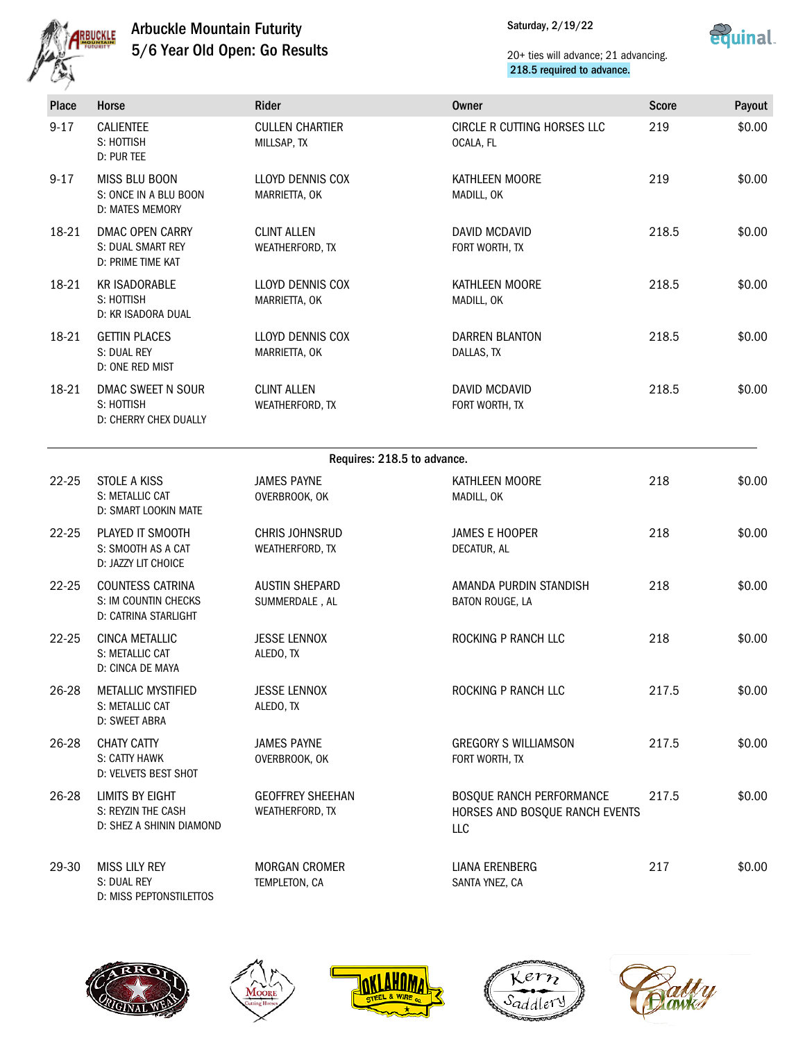# Arbuckle Mountain Futurity
## 5/6 Year Old Open: Go Results

Saturday, 2/19/22

20+ ties will advance; 21 advancing.
218.5 required to advance.

| Place | Horse | Rider | Owner | Score | Payout |
|---|---|---|---|---|---|
| 9-17 | CALIENTEE<br>S: HOTTISH<br>D: PUR TEE | CULLEN CHARTIER<br>MILLSAP, TX | CIRCLE R CUTTING HORSES LLC<br>OCALA, FL | 219 | $0.00 |
| 9-17 | MISS BLU BOON<br>S: ONCE IN A BLU BOON<br>D: MATES MEMORY | LLOYD DENNIS COX<br>MARRIETTA, OK | KATHLEEN MOORE<br>MADILL, OK | 219 | $0.00 |
| 18-21 | DMAC OPEN CARRY<br>S: DUAL SMART REY<br>D: PRIME TIME KAT | CLINT ALLEN<br>WEATHERFORD, TX | DAVID MCDAVID<br>FORT WORTH, TX | 218.5 | $0.00 |
| 18-21 | KR ISADORABLE<br>S: HOTTISH<br>D: KR ISADORA DUAL | LLOYD DENNIS COX<br>MARRIETTA, OK | KATHLEEN MOORE<br>MADILL, OK | 218.5 | $0.00 |
| 18-21 | GETTIN PLACES<br>S: DUAL REY<br>D: ONE RED MIST | LLOYD DENNIS COX<br>MARRIETTA, OK | DARREN BLANTON<br>DALLAS, TX | 218.5 | $0.00 |
| 18-21 | DMAC SWEET N SOUR<br>S: HOTTISH<br>D: CHERRY CHEX DUALLY | CLINT ALLEN<br>WEATHERFORD, TX | DAVID MCDAVID<br>FORT WORTH, TX | 218.5 | $0.00 |
| | | Requires: 218.5 to advance. | | | |
| 22-25 | STOLE A KISS<br>S: METALLIC CAT<br>D: SMART LOOKIN MATE | JAMES PAYNE<br>OVERBROOK, OK | KATHLEEN MOORE<br>MADILL, OK | 218 | $0.00 |
| 22-25 | PLAYED IT SMOOTH<br>S: SMOOTH AS A CAT<br>D: JAZZY LIT CHOICE | CHRIS JOHNSRUD<br>WEATHERFORD, TX | JAMES E HOOPER<br>DECATUR, AL | 218 | $0.00 |
| 22-25 | COUNTESS CATRINA<br>S: IM COUNTIN CHECKS<br>D: CATRINA STARLIGHT | AUSTIN SHEPARD<br>SUMMERDALE , AL | AMANDA PURDIN STANDISH<br>BATON ROUGE, LA | 218 | $0.00 |
| 22-25 | CINCA METALLIC<br>S: METALLIC CAT<br>D: CINCA DE MAYA | JESSE LENNOX<br>ALEDO, TX | ROCKING P RANCH LLC | 218 | $0.00 |
| 26-28 | METALLIC MYSTIFIED<br>S: METALLIC CAT<br>D: SWEET ABRA | JESSE LENNOX<br>ALEDO, TX | ROCKING P RANCH LLC | 217.5 | $0.00 |
| 26-28 | CHATY CATTY<br>S: CATTY HAWK<br>D: VELVETS BEST SHOT | JAMES PAYNE<br>OVERBROOK, OK | GREGORY S WILLIAMSON<br>FORT WORTH, TX | 217.5 | $0.00 |
| 26-28 | LIMITS BY EIGHT<br>S: REYZIN THE CASH<br>D: SHEZ A SHININ DIAMOND | GEOFFREY SHEEHAN<br>WEATHERFORD, TX | BOSQUE RANCH PERFORMANCE HORSES AND BOSQUE RANCH EVENTS LLC | 217.5 | $0.00 |
| 29-30 | MISS LILY REY<br>S: DUAL REY<br>D: MISS PEPTONSTILETTOS | MORGAN CROMER<br>TEMPLETON, CA | LIANA ERENBERG<br>SANTA YNEZ, CA | 217 | $0.00 |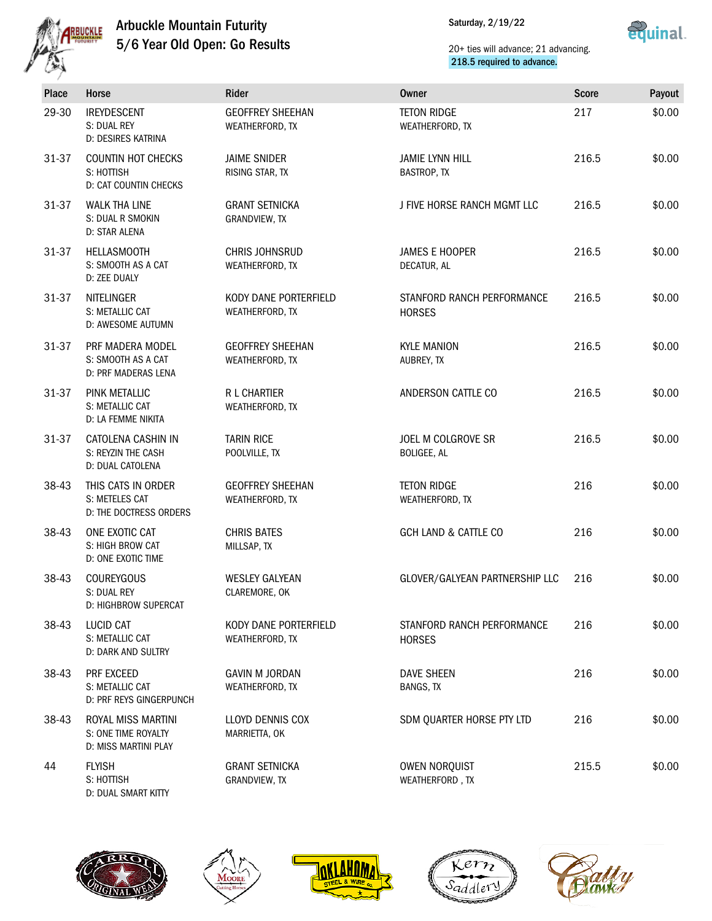# Arbuckle Mountain Futurity
## 5/6 Year Old Open: Go Results

Saturday, 2/19/22

20+ ties will advance; 21 advancing.
**218.5 required to advance.**

| Place | Horse | Rider | Owner | Score | Payout |
|---|---|---|---|---|---|
| 29-30 | IREYDESCENT<br>S: DUAL REY<br>D: DESIRES KATRINA | GEOFFREY SHEEHAN<br>WEATHERFORD, TX | TETON RIDGE<br>WEATHERFORD, TX | 217 | $0.00 |
| 31-37 | COUNTIN HOT CHECKS<br>S: HOTTISH<br>D: CAT COUNTIN CHECKS | JAIME SNIDER<br>RISING STAR, TX | JAMIE LYNN HILL<br>BASTROP, TX | 216.5 | $0.00 |
| 31-37 | WALK THA LINE<br>S: DUAL R SMOKIN<br>D: STAR ALENA | GRANT SETNICKA<br>GRANDVIEW, TX | J FIVE HORSE RANCH MGMT LLC | 216.5 | $0.00 |
| 31-37 | HELLASMOOTH<br>S: SMOOTH AS A CAT<br>D: ZEE DUALY | CHRIS JOHNSRUD<br>WEATHERFORD, TX | JAMES E HOOPER<br>DECATUR, AL | 216.5 | $0.00 |
| 31-37 | NITELINGER<br>S: METALLIC CAT<br>D: AWESOME AUTUMN | KODY DANE PORTERFIELD<br>WEATHERFORD, TX | STANFORD RANCH PERFORMANCE HORSES | 216.5 | $0.00 |
| 31-37 | PRF MADERA MODEL<br>S: SMOOTH AS A CAT<br>D: PRF MADERAS LENA | GEOFFREY SHEEHAN<br>WEATHERFORD, TX | KYLE MANION<br>AUBREY, TX | 216.5 | $0.00 |
| 31-37 | PINK METALLIC<br>S: METALLIC CAT<br>D: LA FEMME NIKITA | R L CHARTIER<br>WEATHERFORD, TX | ANDERSON CATTLE CO | 216.5 | $0.00 |
| 31-37 | CATOLENA CASHIN IN<br>S: REYZIN THE CASH<br>D: DUAL CATOLENA | TARIN RICE<br>POOLVILLE, TX | JOEL M COLGROVE SR<br>BOLIGEE, AL | 216.5 | $0.00 |
| 38-43 | THIS CATS IN ORDER<br>S: METELES CAT<br>D: THE DOCTRESS ORDERS | GEOFFREY SHEEHAN<br>WEATHERFORD, TX | TETON RIDGE<br>WEATHERFORD, TX | 216 | $0.00 |
| 38-43 | ONE EXOTIC CAT<br>S: HIGH BROW CAT<br>D: ONE EXOTIC TIME | CHRIS BATES<br>MILLSAP, TX | GCH LAND & CATTLE CO | 216 | $0.00 |
| 38-43 | COUREYGOUS<br>S: DUAL REY<br>D: HIGHBROW SUPERCAT | WESLEY GALYEAN<br>CLAREMORE, OK | GLOVER/GALYEAN PARTNERSHIP LLC | 216 | $0.00 |
| 38-43 | LUCID CAT<br>S: METALLIC CAT<br>D: DARK AND SULTRY | KODY DANE PORTERFIELD<br>WEATHERFORD, TX | STANFORD RANCH PERFORMANCE HORSES | 216 | $0.00 |
| 38-43 | PRF EXCEED<br>S: METALLIC CAT<br>D: PRF REYS GINGERPUNCH | GAVIN M JORDAN<br>WEATHERFORD, TX | DAVE SHEEN<br>BANGS, TX | 216 | $0.00 |
| 38-43 | ROYAL MISS MARTINI<br>S: ONE TIME ROYALTY<br>D: MISS MARTINI PLAY | LLOYD DENNIS COX<br>MARRIETTA, OK | SDM QUARTER HORSE PTY LTD | 216 | $0.00 |
| 44 | FLYISH<br>S: HOTTISH<br>D: DUAL SMART KITTY | GRANT SETNICKA<br>GRANDVIEW, TX | OWEN NORQUIST<br>WEATHERFORD , TX | 215.5 | $0.00 |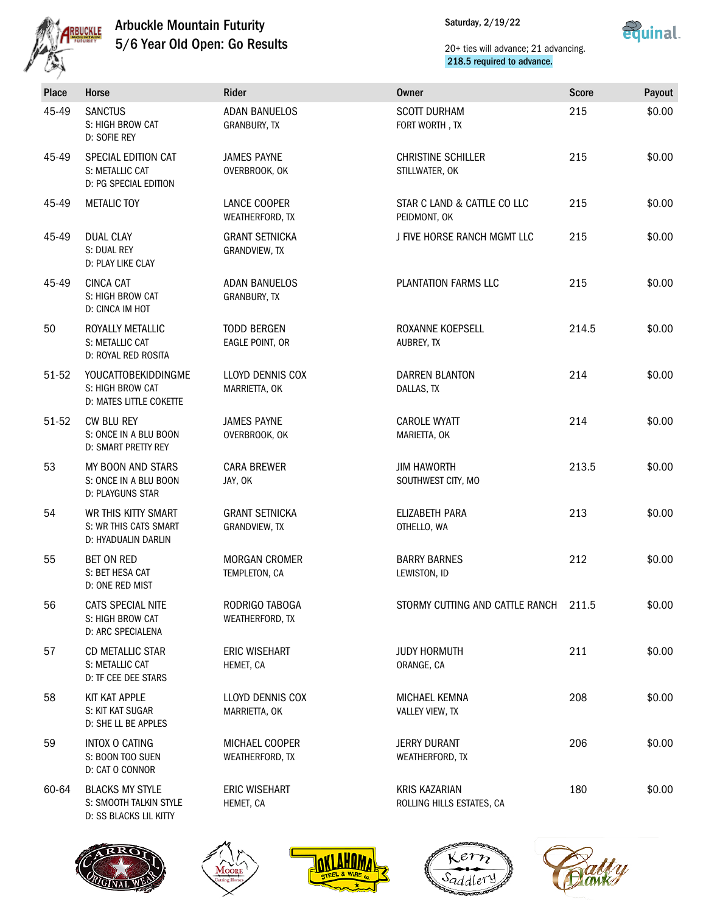# Arbuckle Mountain Futurity
## 5/6 Year Old Open: Go Results

Saturday, 2/19/22

20+ ties will advance; 21 advancing.
**218.5 required to advance.**

| Place | Horse | Rider | Owner | Score | Payout |
|---|---|---|---|---|---|
| 45-49 | SANCTUS<br>S: HIGH BROW CAT<br>D: SOFIE REY | ADAN BANUELOS<br>GRANBURY, TX | SCOTT DURHAM<br>FORT WORTH , TX | 215 | $0.00 |
| 45-49 | SPECIAL EDITION CAT<br>S: METALLIC CAT<br>D: PG SPECIAL EDITION | JAMES PAYNE<br>OVERBROOK, OK | CHRISTINE SCHILLER<br>STILLWATER, OK | 215 | $0.00 |
| 45-49 | METALIC TOY | LANCE COOPER<br>WEATHERFORD, TX | STAR C LAND & CATTLE CO LLC<br>PEIDMONT, OK | 215 | $0.00 |
| 45-49 | DUAL CLAY<br>S: DUAL REY<br>D: PLAY LIKE CLAY | GRANT SETNICKA<br>GRANDVIEW, TX | J FIVE HORSE RANCH MGMT LLC | 215 | $0.00 |
| 45-49 | CINCA CAT<br>S: HIGH BROW CAT<br>D: CINCA IM HOT | ADAN BANUELOS<br>GRANBURY, TX | PLANTATION FARMS LLC | 215 | $0.00 |
| 50 | ROYALLY METALLIC<br>S: METALLIC CAT<br>D: ROYAL RED ROSITA | TODD BERGEN<br>EAGLE POINT, OR | ROXANNE KOEPSELL<br>AUBREY, TX | 214.5 | $0.00 |
| 51-52 | YOUCATTOBEKIDDINGME<br>S: HIGH BROW CAT<br>D: MATES LITTLE COKETTE | LLOYD DENNIS COX<br>MARRIETTA, OK | DARREN BLANTON<br>DALLAS, TX | 214 | $0.00 |
| 51-52 | CW BLU REY<br>S: ONCE IN A BLU BOON<br>D: SMART PRETTY REY | JAMES PAYNE<br>OVERBROOK, OK | CAROLE WYATT<br>MARIETTA, OK | 214 | $0.00 |
| 53 | MY BOON AND STARS<br>S: ONCE IN A BLU BOON<br>D: PLAYGUNS STAR | CARA BREWER<br>JAY, OK | JIM HAWORTH<br>SOUTHWEST CITY, MO | 213.5 | $0.00 |
| 54 | WR THIS KITTY SMART<br>S: WR THIS CATS SMART<br>D: HYADUALIN DARLIN | GRANT SETNICKA<br>GRANDVIEW, TX | ELIZABETH PARA<br>OTHELLO, WA | 213 | $0.00 |
| 55 | BET ON RED<br>S: BET HESA CAT<br>D: ONE RED MIST | MORGAN CROMER<br>TEMPLETON, CA | BARRY BARNES<br>LEWISTON, ID | 212 | $0.00 |
| 56 | CATS SPECIAL NITE<br>S: HIGH BROW CAT<br>D: ARC SPECIALENA | RODRIGO TABOGA<br>WEATHERFORD, TX | STORMY CUTTING AND CATTLE RANCH | 211.5 | $0.00 |
| 57 | CD METALLIC STAR<br>S: METALLIC CAT<br>D: TF CEE DEE STARS | ERIC WISEHART<br>HEMET, CA | JUDY HORMUTH<br>ORANGE, CA | 211 | $0.00 |
| 58 | KIT KAT APPLE<br>S: KIT KAT SUGAR<br>D: SHE LL BE APPLES | LLOYD DENNIS COX<br>MARRIETTA, OK | MICHAEL KEMNA<br>VALLEY VIEW, TX | 208 | $0.00 |
| 59 | INTOX O CATING<br>S: BOON TOO SUEN<br>D: CAT O CONNOR | MICHAEL COOPER<br>WEATHERFORD, TX | JERRY DURANT<br>WEATHERFORD, TX | 206 | $0.00 |
| 60-64 | BLACKS MY STYLE<br>S: SMOOTH TALKIN STYLE<br>D: SS BLACKS LIL KITTY | ERIC WISEHART<br>HEMET, CA | KRIS KAZARIAN<br>ROLLING HILLS ESTATES, CA | 180 | $0.00 |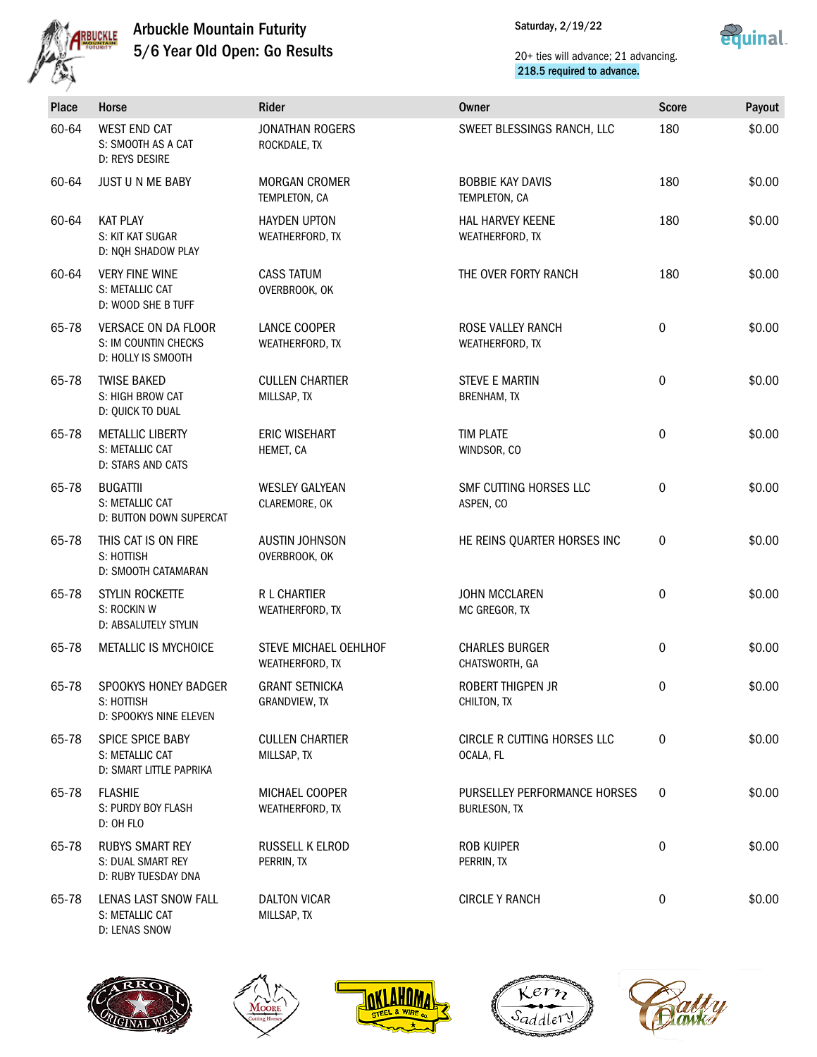# Arbuckle Mountain Futurity
## 5/6 Year Old Open: Go Results

Saturday, 2/19/22

20+ ties will advance; 21 advancing.
218.5 required to advance.

| Place | Horse | Rider | Owner | Score | Payout |
|---|---|---|---|---|---|
| 60-64 | WEST END CAT<br>S: SMOOTH AS A CAT<br>D: REYS DESIRE | JONATHAN ROGERS<br>ROCKDALE, TX | SWEET BLESSINGS RANCH, LLC | 180 | $0.00 |
| 60-64 | JUST U N ME BABY | MORGAN CROMER<br>TEMPLETON, CA | BOBBIE KAY DAVIS<br>TEMPLETON, CA | 180 | $0.00 |
| 60-64 | KAT PLAY<br>S: KIT KAT SUGAR<br>D: NQH SHADOW PLAY | HAYDEN UPTON<br>WEATHERFORD, TX | HAL HARVEY KEENE<br>WEATHERFORD, TX | 180 | $0.00 |
| 60-64 | VERY FINE WINE<br>S: METALLIC CAT<br>D: WOOD SHE B TUFF | CASS TATUM<br>OVERBROOK, OK | THE OVER FORTY RANCH | 180 | $0.00 |
| 65-78 | VERSACE ON DA FLOOR<br>S: IM COUNTIN CHECKS<br>D: HOLLY IS SMOOTH | LANCE COOPER<br>WEATHERFORD, TX | ROSE VALLEY RANCH<br>WEATHERFORD, TX | 0 | $0.00 |
| 65-78 | TWISE BAKED<br>S: HIGH BROW CAT<br>D: QUICK TO DUAL | CULLEN CHARTIER<br>MILLSAP, TX | STEVE E MARTIN<br>BRENHAM, TX | 0 | $0.00 |
| 65-78 | METALLIC LIBERTY<br>S: METALLIC CAT<br>D: STARS AND CATS | ERIC WISEHART<br>HEMET, CA | TIM PLATE<br>WINDSOR, CO | 0 | $0.00 |
| 65-78 | BUGATTII<br>S: METALLIC CAT<br>D: BUTTON DOWN SUPERCAT | WESLEY GALYEAN<br>CLAREMORE, OK | SMF CUTTING HORSES LLC<br>ASPEN, CO | 0 | $0.00 |
| 65-78 | THIS CAT IS ON FIRE<br>S: HOTTISH<br>D: SMOOTH CATAMARAN | AUSTIN JOHNSON<br>OVERBROOK, OK | HE REINS QUARTER HORSES INC | 0 | $0.00 |
| 65-78 | STYLIN ROCKETTE<br>S: ROCKIN W<br>D: ABSALUTELY STYLIN | R L CHARTIER<br>WEATHERFORD, TX | JOHN MCCLAREN<br>MC GREGOR, TX | 0 | $0.00 |
| 65-78 | METALLIC IS MYCHOICE | STEVE MICHAEL OEHLHOF<br>WEATHERFORD, TX | CHARLES BURGER<br>CHATSWORTH, GA | 0 | $0.00 |
| 65-78 | SPOOKYS HONEY BADGER<br>S: HOTTISH<br>D: SPOOKYS NINE ELEVEN | GRANT SETNICKA<br>GRANDVIEW, TX | ROBERT THIGPEN JR<br>CHILTON, TX | 0 | $0.00 |
| 65-78 | SPICE SPICE BABY<br>S: METALLIC CAT<br>D: SMART LITTLE PAPRIKA | CULLEN CHARTIER<br>MILLSAP, TX | CIRCLE R CUTTING HORSES LLC<br>OCALA, FL | 0 | $0.00 |
| 65-78 | FLASHIE<br>S: PURDY BOY FLASH<br>D: OH FLO | MICHAEL COOPER<br>WEATHERFORD, TX | PURSELLEY PERFORMANCE HORSES<br>BURLESON, TX | 0 | $0.00 |
| 65-78 | RUBYS SMART REY<br>S: DUAL SMART REY<br>D: RUBY TUESDAY DNA | RUSSELL K ELROD<br>PERRIN, TX | ROB KUIPER<br>PERRIN, TX | 0 | $0.00 |
| 65-78 | LENAS LAST SNOW FALL<br>S: METALLIC CAT<br>D: LENAS SNOW | DALTON VICAR<br>MILLSAP, TX | CIRCLE Y RANCH | 0 | $0.00 |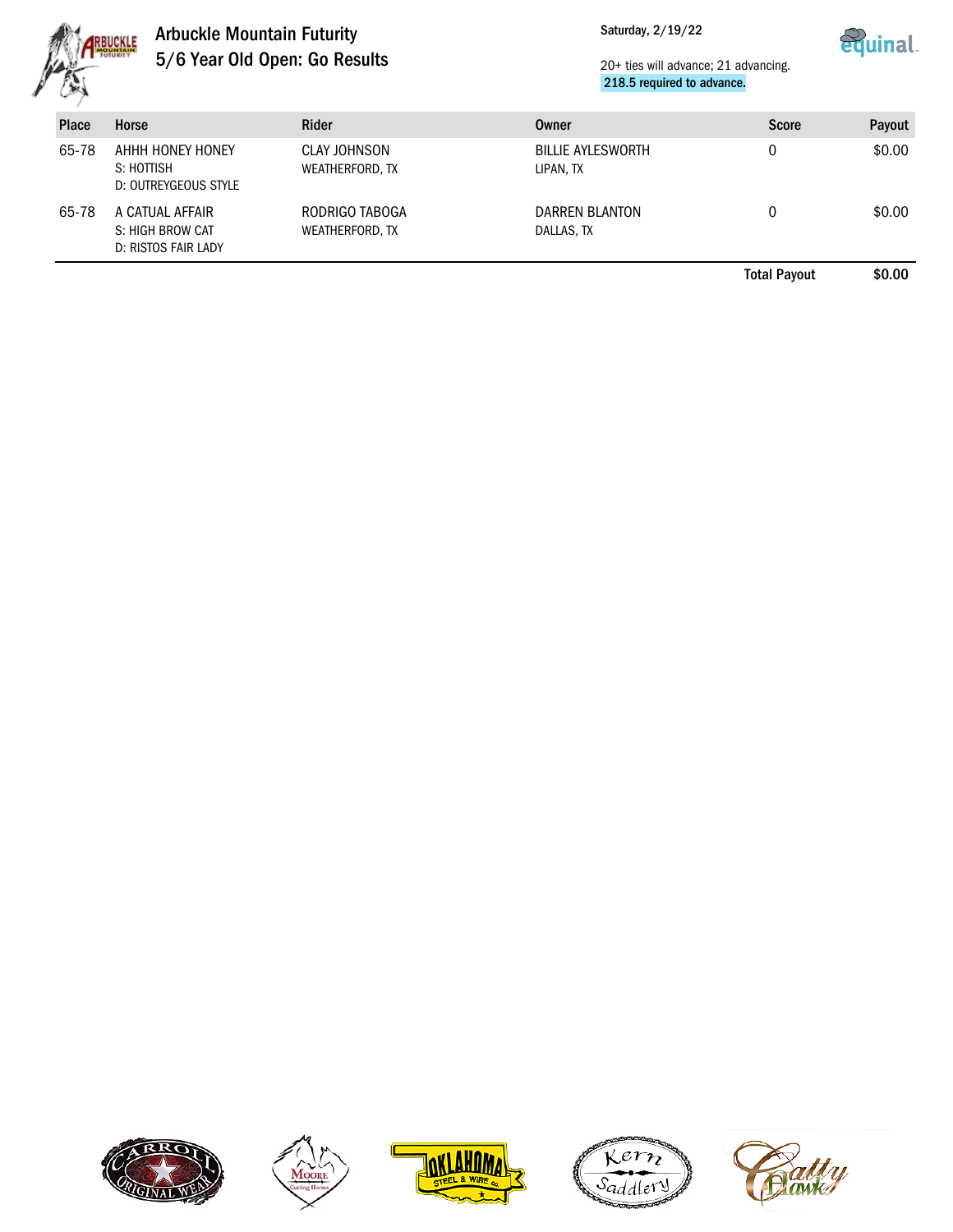# Arbuckle Mountain Futurity

## 5/6 Year Old Open: Go Results

Saturday, 2/19/22

20+ ties will advance; 21 advancing.
**218.5 required to advance.**

| Place | Horse | Rider | Owner | Score | Payout |
|---|---|---|---|---|---|
| 65-78 | AHHH HONEY HONEY<br>S: HOTTISH<br>D: OUTREYGEOUS STYLE | CLAY JOHNSON<br>WEATHERFORD, TX | BILLIE AYLESWORTH<br>LIPAN, TX | 0 | $0.00 |
| 65-78 | A CATUAL AFFAIR<br>S: HIGH BROW CAT<br>D: RISTOS FAIR LADY | RODRIGO TABOGA<br>WEATHERFORD, TX | DARREN BLANTON<br>DALLAS, TX | 0 | $0.00 |
| | | | | **Total Payout** | **$0.00** |